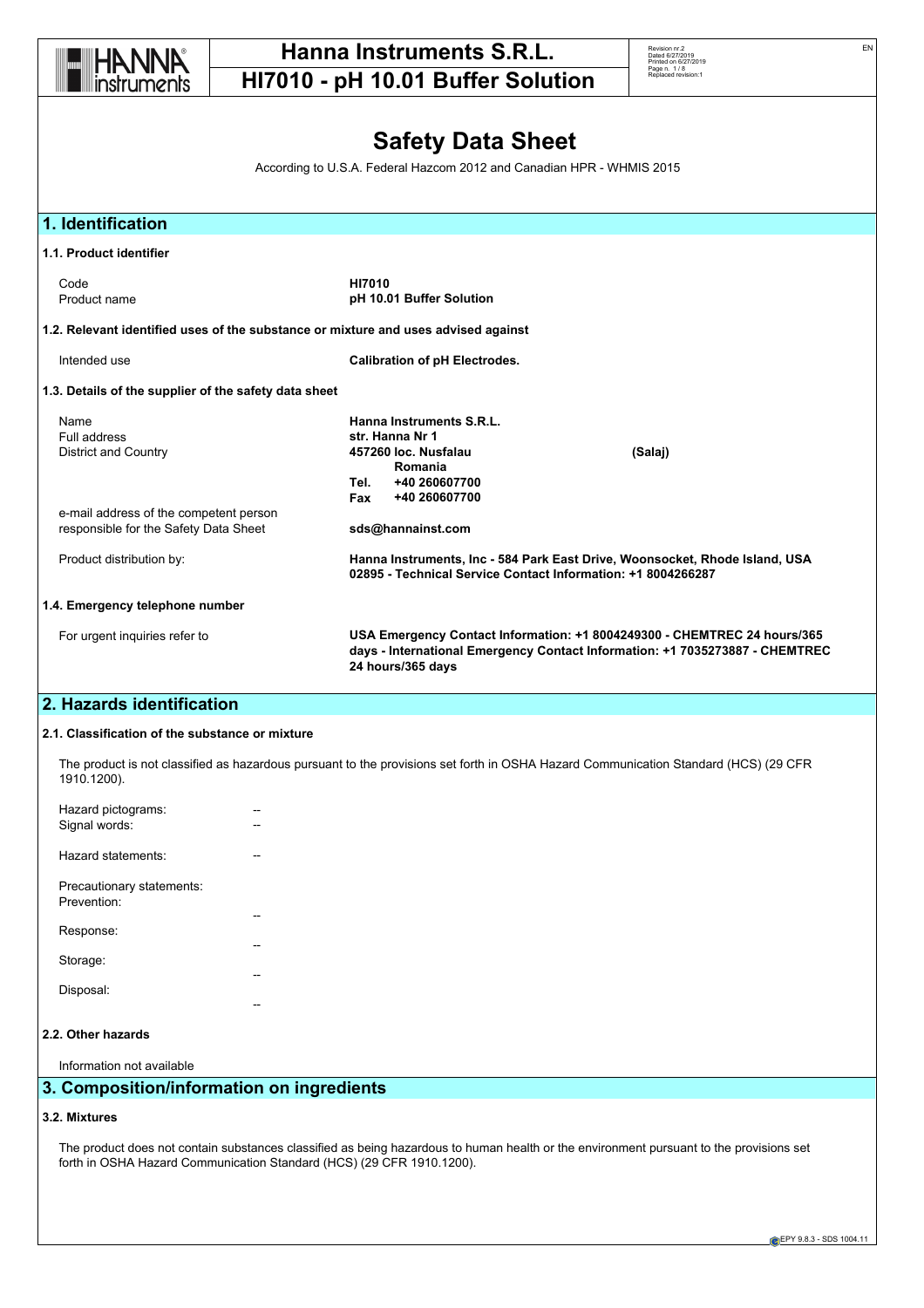# Hanna Instruments S.R.L.

# HI7010 - pH 10.01 Buffer Solution

# Safety Data Sheet

According to U.S.A. Federal Hazcom 2012 and Canadian HPR - WHMIS 2015

## 1. Identification

### 1.1. Product identifier

| | |
|---|---|
| Code | **HI7010** |
| Product name | **pH 10.01 Buffer Solution** |

### 1.2. Relevant identified uses of the substance or mixture and uses advised against

| | |
|---|---|
| Intended use | **Calibration of pH Electrodes.** |

### 1.3. Details of the supplier of the safety data sheet

| | |
|---|---|
| Name | **Hanna Instruments S.R.L.** |
| Full address | **str. Hanna Nr 1** |
| District and Country | **457260 loc. Nusfalau (Salaj) Romania** |
| | **Tel. +40 260607700** |
| | **Fax +40 260607700** |
| e-mail address of the competent person responsible for the Safety Data Sheet | **sds@hannainst.com** |
| Product distribution by: | **Hanna Instruments, Inc - 584 Park East Drive, Woonsocket, Rhode Island, USA 02895 - Technical Service Contact Information: +1 8004266287** |

### 1.4. Emergency telephone number

| | |
|---|---|
| For urgent inquiries refer to | **USA Emergency Contact Information: +1 8004249300 - CHEMTREC 24 hours/365 days - International Emergency Contact Information: +1 7035273887 - CHEMTREC 24 hours/365 days** |

## 2. Hazards identification

### 2.1. Classification of the substance or mixture

The product is not classified as hazardous pursuant to the provisions set forth in OSHA Hazard Communication Standard (HCS) (29 CFR 1910.1200).

Hazard pictograms: --

Signal words: --

Hazard statements: --

Precautionary statements:

Prevention: --

Response: --

Storage: --

Disposal: --

### 2.2. Other hazards

Information not available

## 3. Composition/information on ingredients

### 3.2. Mixtures

The product does not contain substances classified as being hazardous to human health or the environment pursuant to the provisions set forth in OSHA Hazard Communication Standard (HCS) (29 CFR 1910.1200).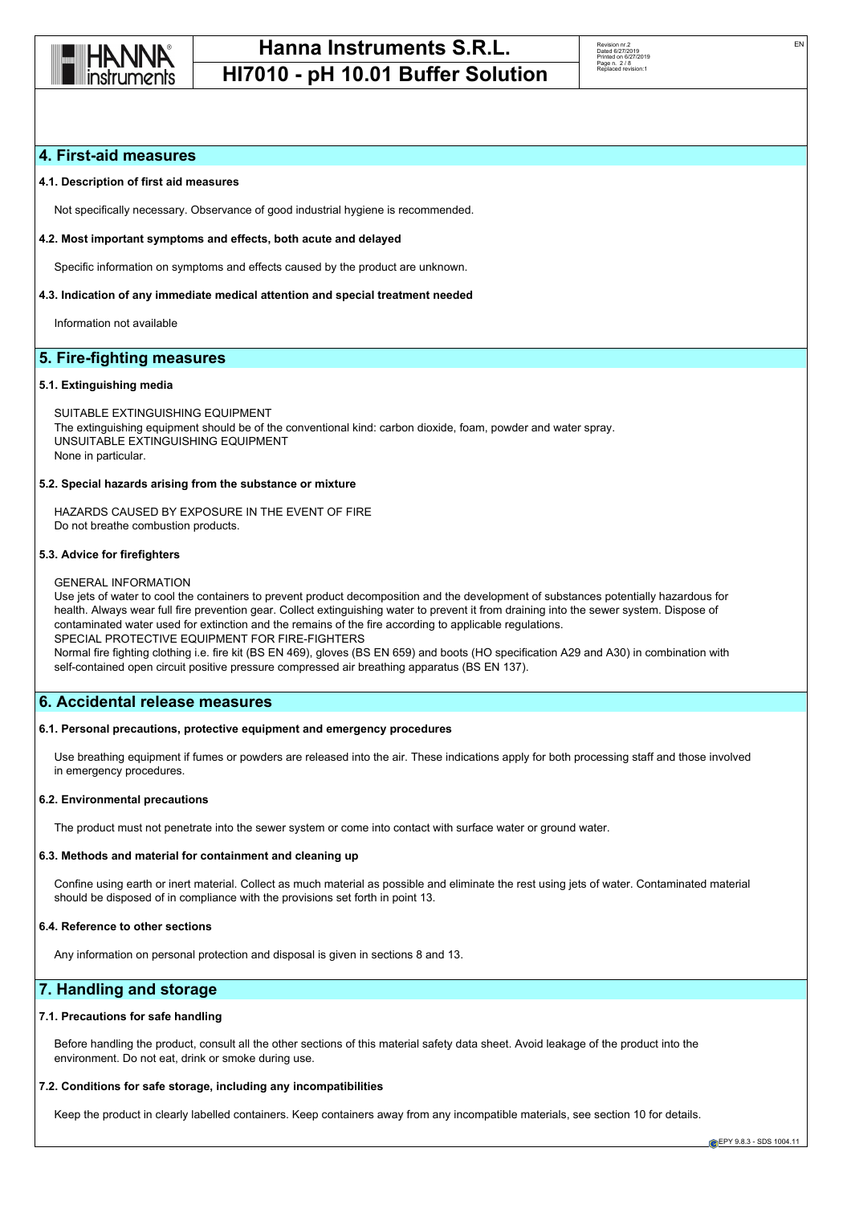## 4. First-aid measures

### 4.1. Description of first aid measures

Not specifically necessary. Observance of good industrial hygiene is recommended.

### 4.2. Most important symptoms and effects, both acute and delayed

Specific information on symptoms and effects caused by the product are unknown.

### 4.3. Indication of any immediate medical attention and special treatment needed

Information not available

## 5. Fire-fighting measures

### 5.1. Extinguishing media

SUITABLE EXTINGUISHING EQUIPMENT
The extinguishing equipment should be of the conventional kind: carbon dioxide, foam, powder and water spray.
UNSUITABLE EXTINGUISHING EQUIPMENT
None in particular.

### 5.2. Special hazards arising from the substance or mixture

HAZARDS CAUSED BY EXPOSURE IN THE EVENT OF FIRE
Do not breathe combustion products.

### 5.3. Advice for firefighters

GENERAL INFORMATION
Use jets of water to cool the containers to prevent product decomposition and the development of substances potentially hazardous for health. Always wear full fire prevention gear. Collect extinguishing water to prevent it from draining into the sewer system. Dispose of contaminated water used for extinction and the remains of the fire according to applicable regulations.
SPECIAL PROTECTIVE EQUIPMENT FOR FIRE-FIGHTERS
Normal fire fighting clothing i.e. fire kit (BS EN 469), gloves (BS EN 659) and boots (HO specification A29 and A30) in combination with self-contained open circuit positive pressure compressed air breathing apparatus (BS EN 137).

## 6. Accidental release measures

### 6.1. Personal precautions, protective equipment and emergency procedures

Use breathing equipment if fumes or powders are released into the air. These indications apply for both processing staff and those involved in emergency procedures.

### 6.2. Environmental precautions

The product must not penetrate into the sewer system or come into contact with surface water or ground water.

### 6.3. Methods and material for containment and cleaning up

Confine using earth or inert material. Collect as much material as possible and eliminate the rest using jets of water. Contaminated material should be disposed of in compliance with the provisions set forth in point 13.

### 6.4. Reference to other sections

Any information on personal protection and disposal is given in sections 8 and 13.

## 7. Handling and storage

### 7.1. Precautions for safe handling

Before handling the product, consult all the other sections of this material safety data sheet. Avoid leakage of the product into the environment. Do not eat, drink or smoke during use.

### 7.2. Conditions for safe storage, including any incompatibilities

Keep the product in clearly labelled containers. Keep containers away from any incompatible materials, see section 10 for details.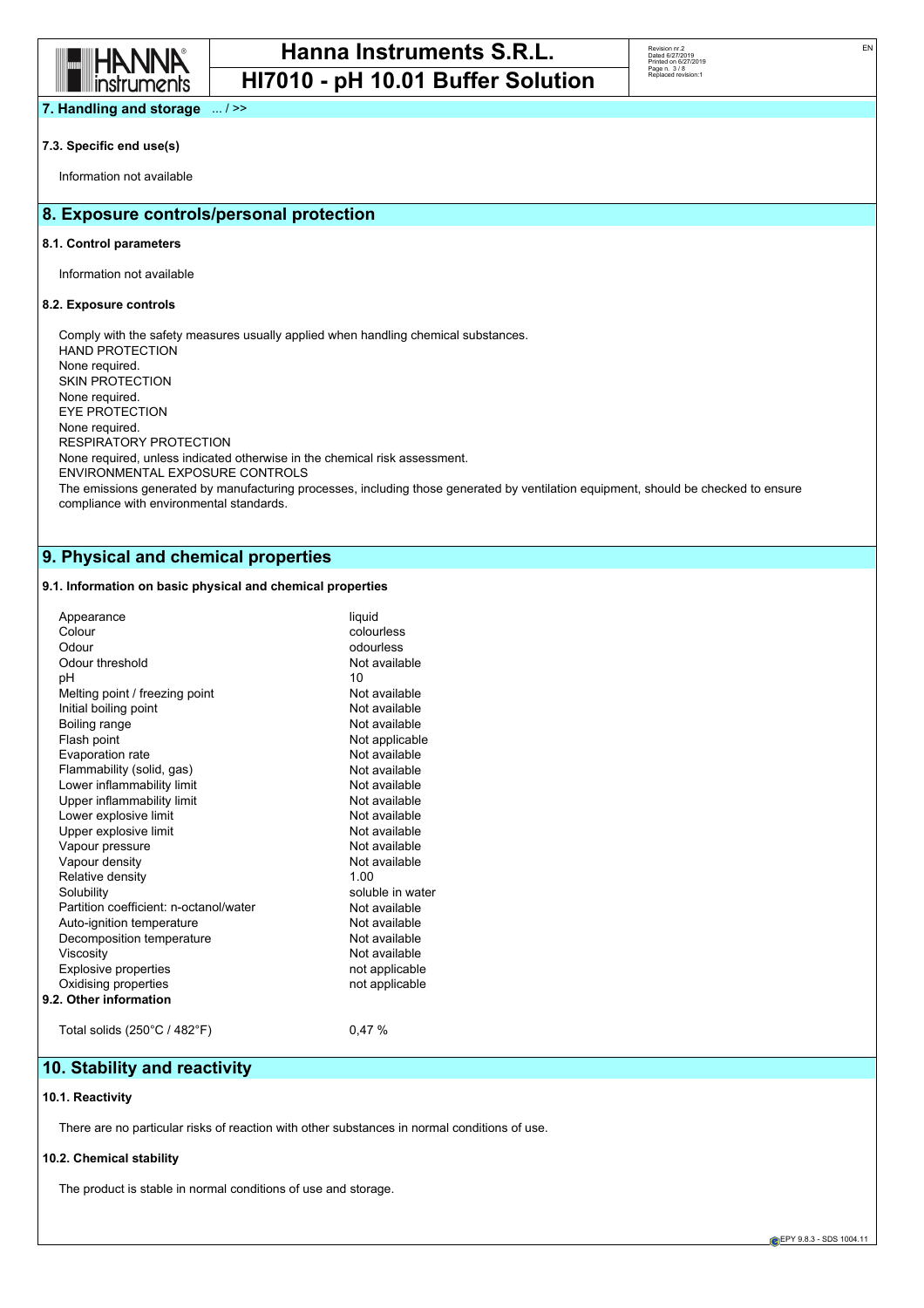## 7. Handling and storage ... / >>

### 7.3. Specific end use(s)

Information not available

## 8. Exposure controls/personal protection

### 8.1. Control parameters

Information not available

### 8.2. Exposure controls

Comply with the safety measures usually applied when handling chemical substances.
HAND PROTECTION
None required.
SKIN PROTECTION
None required.
EYE PROTECTION
None required.
RESPIRATORY PROTECTION
None required, unless indicated otherwise in the chemical risk assessment.
ENVIRONMENTAL EXPOSURE CONTROLS
The emissions generated by manufacturing processes, including those generated by ventilation equipment, should be checked to ensure compliance with environmental standards.

## 9. Physical and chemical properties

### 9.1. Information on basic physical and chemical properties

| Property | Value |
|---|---|
| Appearance | liquid |
| Colour | colourless |
| Odour | odourless |
| Odour threshold | Not available |
| pH | 10 |
| Melting point / freezing point | Not available |
| Initial boiling point | Not available |
| Boiling range | Not available |
| Flash point | Not applicable |
| Evaporation rate | Not available |
| Flammability (solid, gas) | Not available |
| Lower inflammability limit | Not available |
| Upper inflammability limit | Not available |
| Lower explosive limit | Not available |
| Upper explosive limit | Not available |
| Vapour pressure | Not available |
| Vapour density | Not available |
| Relative density | 1.00 |
| Solubility | soluble in water |
| Partition coefficient: n-octanol/water | Not available |
| Auto-ignition temperature | Not available |
| Decomposition temperature | Not available |
| Viscosity | Not available |
| Explosive properties | not applicable |
| Oxidising properties | not applicable |

### 9.2. Other information

| Property | Value |
|---|---|
| Total solids (250°C / 482°F) | 0,47 % |

## 10. Stability and reactivity

### 10.1. Reactivity

There are no particular risks of reaction with other substances in normal conditions of use.

### 10.2. Chemical stability

The product is stable in normal conditions of use and storage.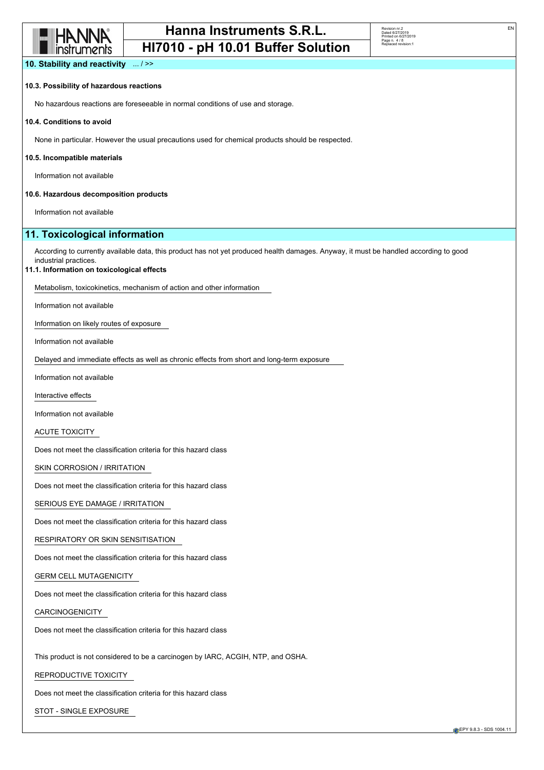## 10. Stability and reactivity ... / >>

### 10.3. Possibility of hazardous reactions

No hazardous reactions are foreseeable in normal conditions of use and storage.

### 10.4. Conditions to avoid

None in particular. However the usual precautions used for chemical products should be respected.

### 10.5. Incompatible materials

Information not available

### 10.6. Hazardous decomposition products

Information not available

## 11. Toxicological information

According to currently available data, this product has not yet produced health damages. Anyway, it must be handled according to good industrial practices.

### 11.1. Information on toxicological effects

Metabolism, toxicokinetics, mechanism of action and other information

Information not available

Information on likely routes of exposure

Information not available

Delayed and immediate effects as well as chronic effects from short and long-term exposure

Information not available

Interactive effects

Information not available

ACUTE TOXICITY

Does not meet the classification criteria for this hazard class

SKIN CORROSION / IRRITATION

Does not meet the classification criteria for this hazard class

SERIOUS EYE DAMAGE / IRRITATION

Does not meet the classification criteria for this hazard class

RESPIRATORY OR SKIN SENSITISATION

Does not meet the classification criteria for this hazard class

GERM CELL MUTAGENICITY

Does not meet the classification criteria for this hazard class

CARCINOGENICITY

Does not meet the classification criteria for this hazard class

This product is not considered to be a carcinogen by IARC, ACGIH, NTP, and OSHA.

REPRODUCTIVE TOXICITY

Does not meet the classification criteria for this hazard class

STOT - SINGLE EXPOSURE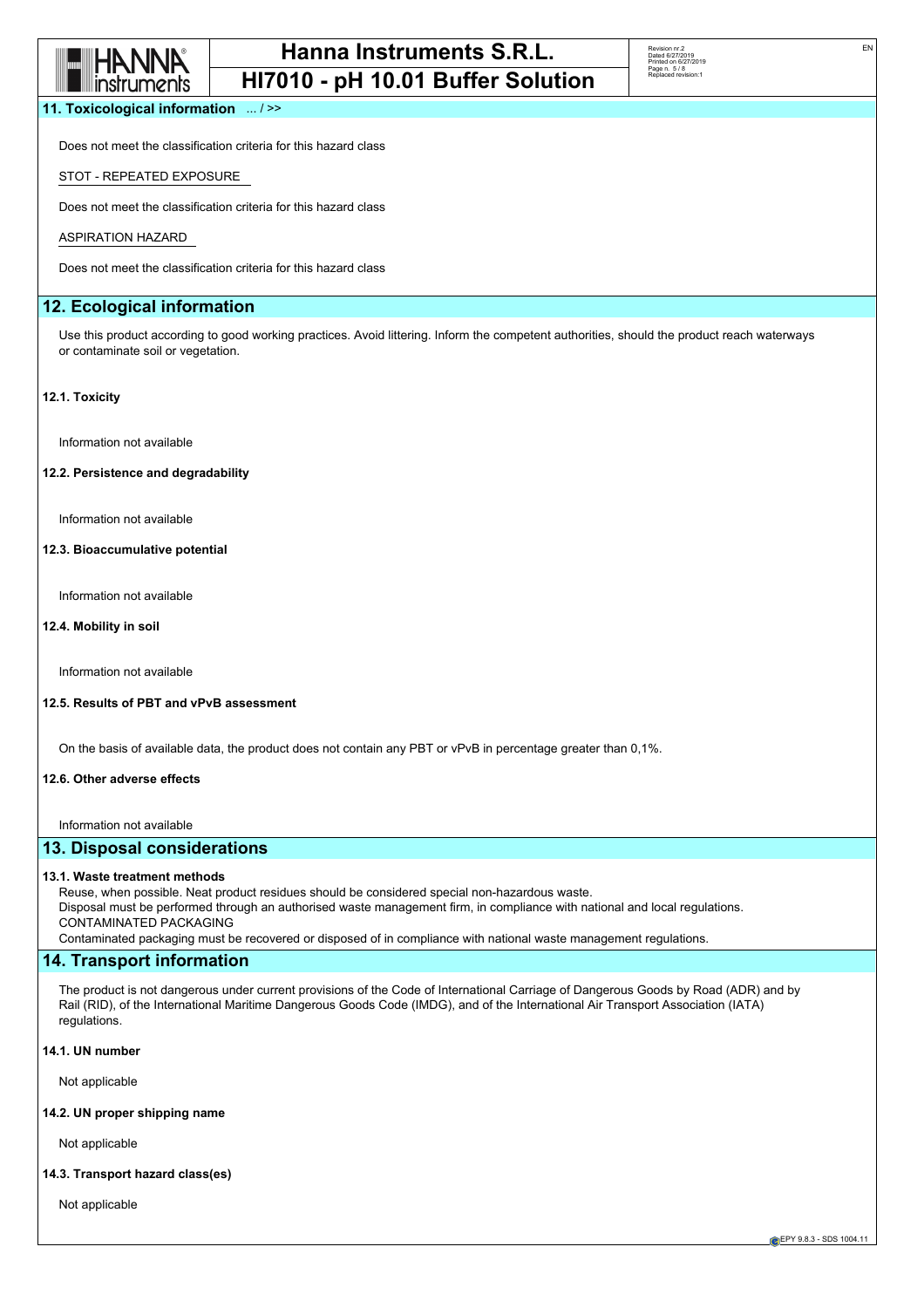## 11. Toxicological information ... / >>

Does not meet the classification criteria for this hazard class

STOT - REPEATED EXPOSURE

Does not meet the classification criteria for this hazard class

ASPIRATION HAZARD

Does not meet the classification criteria for this hazard class

## 12. Ecological information

Use this product according to good working practices. Avoid littering. Inform the competent authorities, should the product reach waterways or contaminate soil or vegetation.

### 12.1. Toxicity

Information not available

### 12.2. Persistence and degradability

Information not available

### 12.3. Bioaccumulative potential

Information not available

### 12.4. Mobility in soil

Information not available

### 12.5. Results of PBT and vPvB assessment

On the basis of available data, the product does not contain any PBT or vPvB in percentage greater than 0,1%.

### 12.6. Other adverse effects

Information not available

## 13. Disposal considerations

### 13.1. Waste treatment methods

Reuse, when possible. Neat product residues should be considered special non-hazardous waste.
Disposal must be performed through an authorised waste management firm, in compliance with national and local regulations.
CONTAMINATED PACKAGING
Contaminated packaging must be recovered or disposed of in compliance with national waste management regulations.

## 14. Transport information

The product is not dangerous under current provisions of the Code of International Carriage of Dangerous Goods by Road (ADR) and by Rail (RID), of the International Maritime Dangerous Goods Code (IMDG), and of the International Air Transport Association (IATA) regulations.

### 14.1. UN number

Not applicable

### 14.2. UN proper shipping name

Not applicable

### 14.3. Transport hazard class(es)

Not applicable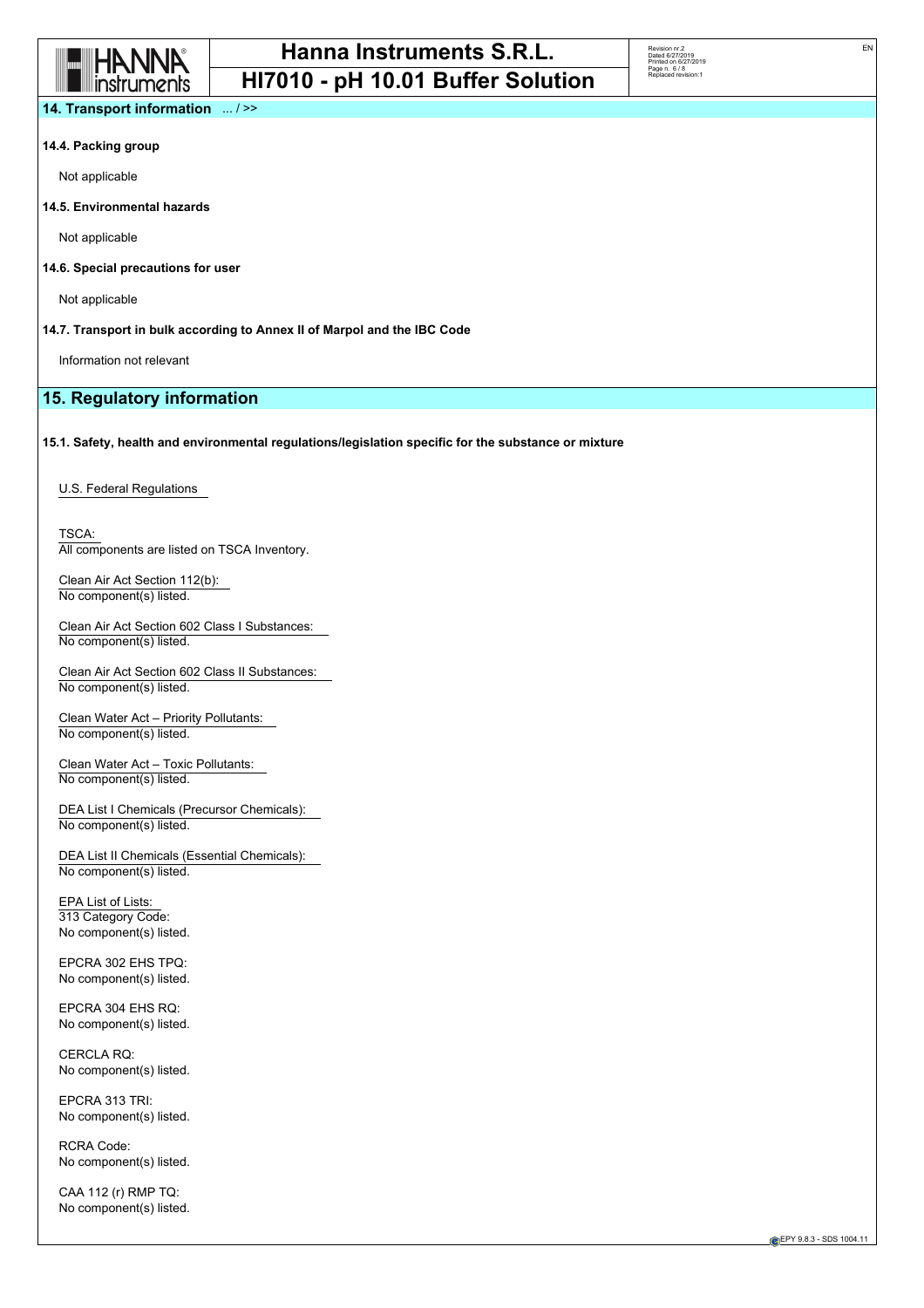## 14. Transport information ... / >>

### 14.4. Packing group

Not applicable

### 14.5. Environmental hazards

Not applicable

### 14.6. Special precautions for user

Not applicable

### 14.7. Transport in bulk according to Annex II of Marpol and the IBC Code

Information not relevant

## 15. Regulatory information

### 15.1. Safety, health and environmental regulations/legislation specific for the substance or mixture

U.S. Federal Regulations

TSCA:
All components are listed on TSCA Inventory.

Clean Air Act Section 112(b):
No component(s) listed.

Clean Air Act Section 602 Class I Substances:
No component(s) listed.

Clean Air Act Section 602 Class II Substances:
No component(s) listed.

Clean Water Act – Priority Pollutants:
No component(s) listed.

Clean Water Act – Toxic Pollutants:
No component(s) listed.

DEA List I Chemicals (Precursor Chemicals):
No component(s) listed.

DEA List II Chemicals (Essential Chemicals):
No component(s) listed.

EPA List of Lists:
313 Category Code:
No component(s) listed.

EPCRA 302 EHS TPQ:
No component(s) listed.

EPCRA 304 EHS RQ:
No component(s) listed.

CERCLA RQ:
No component(s) listed.

EPCRA 313 TRI:
No component(s) listed.

RCRA Code:
No component(s) listed.

CAA 112 (r) RMP TQ:
No component(s) listed.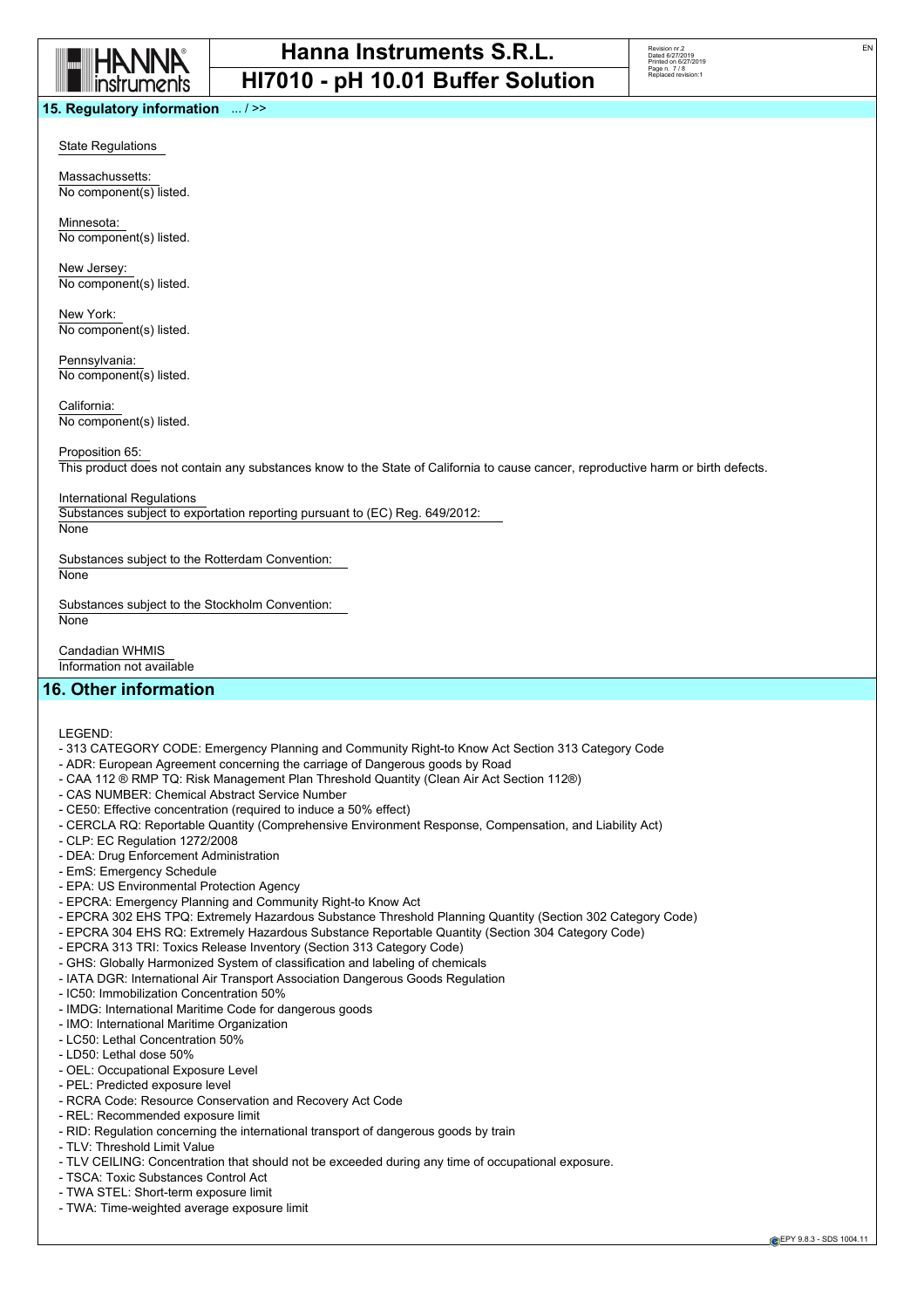## 15. Regulatory information ... / >>

State Regulations

Massachussetts:
No component(s) listed.

Minnesota:
No component(s) listed.

New Jersey:
No component(s) listed.

New York:
No component(s) listed.

Pennsylvania:
No component(s) listed.

California:
No component(s) listed.

Proposition 65:
This product does not contain any substances know to the State of California to cause cancer, reproductive harm or birth defects.

International Regulations
Substances subject to exportation reporting pursuant to (EC) Reg. 649/2012:
None

Substances subject to the Rotterdam Convention:
None

Substances subject to the Stockholm Convention:
None

Candadian WHMIS
Information not available

## 16. Other information

LEGEND:

- 313 CATEGORY CODE: Emergency Planning and Community Right-to Know Act Section 313 Category Code
- ADR: European Agreement concerning the carriage of Dangerous goods by Road
- CAA 112 ® RMP TQ: Risk Management Plan Threshold Quantity (Clean Air Act Section 112®)
- CAS NUMBER: Chemical Abstract Service Number
- CE50: Effective concentration (required to induce a 50% effect)
- CERCLA RQ: Reportable Quantity (Comprehensive Environment Response, Compensation, and Liability Act)
- CLP: EC Regulation 1272/2008
- DEA: Drug Enforcement Administration
- EmS: Emergency Schedule
- EPA: US Environmental Protection Agency
- EPCRA: Emergency Planning and Community Right-to Know Act
- EPCRA 302 EHS TPQ: Extremely Hazardous Substance Threshold Planning Quantity (Section 302 Category Code)
- EPCRA 304 EHS RQ: Extremely Hazardous Substance Reportable Quantity (Section 304 Category Code)
- EPCRA 313 TRI: Toxics Release Inventory (Section 313 Category Code)
- GHS: Globally Harmonized System of classification and labeling of chemicals
- IATA DGR: International Air Transport Association Dangerous Goods Regulation
- IC50: Immobilization Concentration 50%
- IMDG: International Maritime Code for dangerous goods
- IMO: International Maritime Organization
- LC50: Lethal Concentration 50%
- LD50: Lethal dose 50%
- OEL: Occupational Exposure Level
- PEL: Predicted exposure level
- RCRA Code: Resource Conservation and Recovery Act Code
- REL: Recommended exposure limit
- RID: Regulation concerning the international transport of dangerous goods by train
- TLV: Threshold Limit Value
- TLV CEILING: Concentration that should not be exceeded during any time of occupational exposure.
- TSCA: Toxic Substances Control Act
- TWA STEL: Short-term exposure limit
- TWA: Time-weighted average exposure limit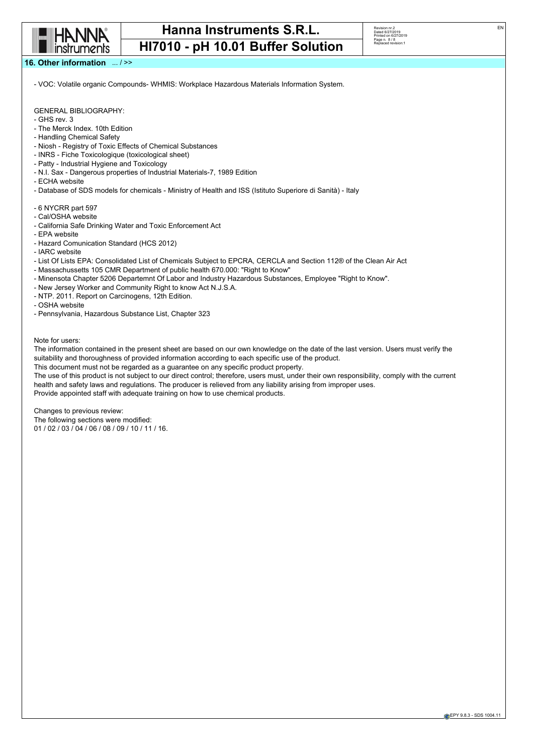## 16. Other information ... / >>

- VOC: Volatile organic Compounds- WHMIS: Workplace Hazardous Materials Information System.

GENERAL BIBLIOGRAPHY:

- GHS rev. 3
- The Merck Index. 10th Edition
- Handling Chemical Safety
- Niosh - Registry of Toxic Effects of Chemical Substances
- INRS - Fiche Toxicologique (toxicological sheet)
- Patty - Industrial Hygiene and Toxicology
- N.I. Sax - Dangerous properties of Industrial Materials-7, 1989 Edition
- ECHA website
- Database of SDS models for chemicals - Ministry of Health and ISS (Istituto Superiore di Sanità) - Italy

- 6 NYCRR part 597
- Cal/OSHA website
- California Safe Drinking Water and Toxic Enforcement Act
- EPA website
- Hazard Comunication Standard (HCS 2012)
- IARC website
- List Of Lists EPA: Consolidated List of Chemicals Subject to EPCRA, CERCLA and Section 112® of the Clean Air Act
- Massachussetts 105 CMR Department of public health 670.000: "Right to Know"
- Minensota Chapter 5206 Departemnt Of Labor and Industry Hazardous Substances, Employee "Right to Know".
- New Jersey Worker and Community Right to know Act N.J.S.A.
- NTP. 2011. Report on Carcinogens, 12th Edition.
- OSHA website
- Pennsylvania, Hazardous Substance List, Chapter 323

Note for users:
The information contained in the present sheet are based on our own knowledge on the date of the last version. Users must verify the suitability and thoroughness of provided information according to each specific use of the product.
This document must not be regarded as a guarantee on any specific product property.
The use of this product is not subject to our direct control; therefore, users must, under their own responsibility, comply with the current health and safety laws and regulations. The producer is relieved from any liability arising from improper uses.
Provide appointed staff with adequate training on how to use chemical products.

Changes to previous review:
The following sections were modified:
01 / 02 / 03 / 04 / 06 / 08 / 09 / 10 / 11 / 16.